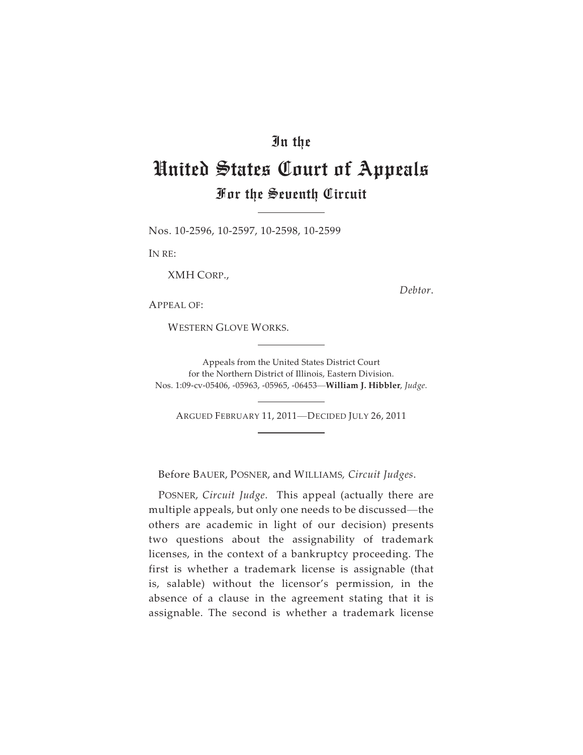# In the
# United States Court of Appeals
## For the Seventh Circuit

Nos. 10-2596, 10-2597, 10-2598, 10-2599

IN RE:

XMH CORP.,

*Debtor*.

APPEAL OF:

WESTERN GLOVE WORKS.

Appeals from the United States District Court
for the Northern District of Illinois, Eastern Division.
Nos. 1:09-cv-05406, -05963, -05965, -06453—**William J. Hibbler**, *Judge*.

ARGUED FEBRUARY 11, 2011—DECIDED JULY 26, 2011

Before BAUER, POSNER, and WILLIAMS, *Circuit Judges*.

POSNER, *Circuit Judge*. This appeal (actually there are multiple appeals, but only one needs to be discussed—the others are academic in light of our decision) presents two questions about the assignability of trademark licenses, in the context of a bankruptcy proceeding. The first is whether a trademark license is assignable (that is, salable) without the licensor's permission, in the absence of a clause in the agreement stating that it is assignable. The second is whether a trademark license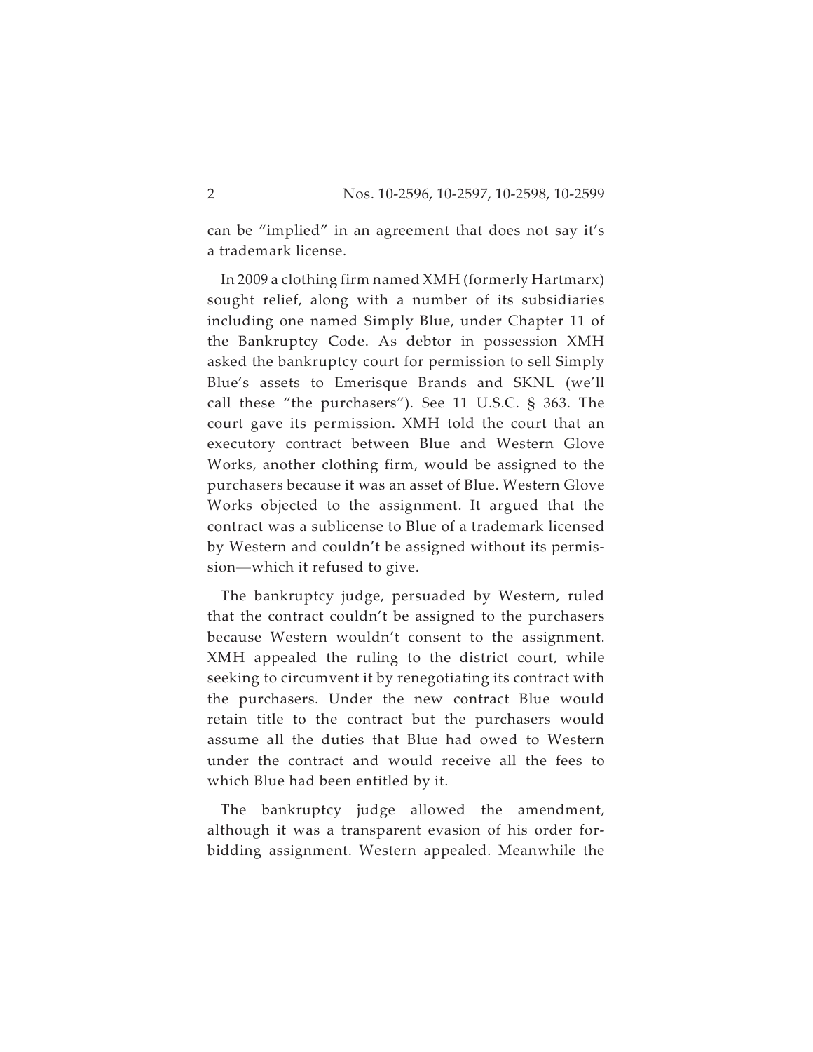can be "implied" in an agreement that does not say it's a trademark license.

In 2009 a clothing firm named XMH (formerly Hartmarx) sought relief, along with a number of its subsidiaries including one named Simply Blue, under Chapter 11 of the Bankruptcy Code. As debtor in possession XMH asked the bankruptcy court for permission to sell Simply Blue's assets to Emerisque Brands and SKNL (we'll call these "the purchasers"). See 11 U.S.C. § 363. The court gave its permission. XMH told the court that an executory contract between Blue and Western Glove Works, another clothing firm, would be assigned to the purchasers because it was an asset of Blue. Western Glove Works objected to the assignment. It argued that the contract was a sublicense to Blue of a trademark licensed by Western and couldn't be assigned without its permission—which it refused to give.

The bankruptcy judge, persuaded by Western, ruled that the contract couldn't be assigned to the purchasers because Western wouldn't consent to the assignment. XMH appealed the ruling to the district court, while seeking to circumvent it by renegotiating its contract with the purchasers. Under the new contract Blue would retain title to the contract but the purchasers would assume all the duties that Blue had owed to Western under the contract and would receive all the fees to which Blue had been entitled by it.

The bankruptcy judge allowed the amendment, although it was a transparent evasion of his order forbidding assignment. Western appealed. Meanwhile the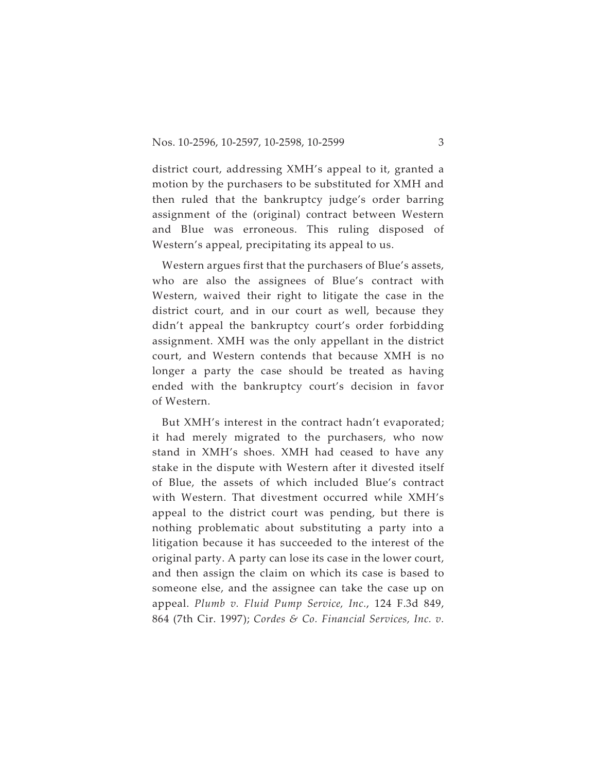district court, addressing XMH's appeal to it, granted a motion by the purchasers to be substituted for XMH and then ruled that the bankruptcy judge's order barring assignment of the (original) contract between Western and Blue was erroneous. This ruling disposed of Western's appeal, precipitating its appeal to us.

Western argues first that the purchasers of Blue's assets, who are also the assignees of Blue's contract with Western, waived their right to litigate the case in the district court, and in our court as well, because they didn't appeal the bankruptcy court's order forbidding assignment. XMH was the only appellant in the district court, and Western contends that because XMH is no longer a party the case should be treated as having ended with the bankruptcy court's decision in favor of Western.

But XMH's interest in the contract hadn't evaporated; it had merely migrated to the purchasers, who now stand in XMH's shoes. XMH had ceased to have any stake in the dispute with Western after it divested itself of Blue, the assets of which included Blue's contract with Western. That divestment occurred while XMH's appeal to the district court was pending, but there is nothing problematic about substituting a party into a litigation because it has succeeded to the interest of the original party. A party can lose its case in the lower court, and then assign the claim on which its case is based to someone else, and the assignee can take the case up on appeal. *Plumb v. Fluid Pump Service, Inc.*, 124 F.3d 849, 864 (7th Cir. 1997); *Cordes & Co. Financial Services, Inc. v.*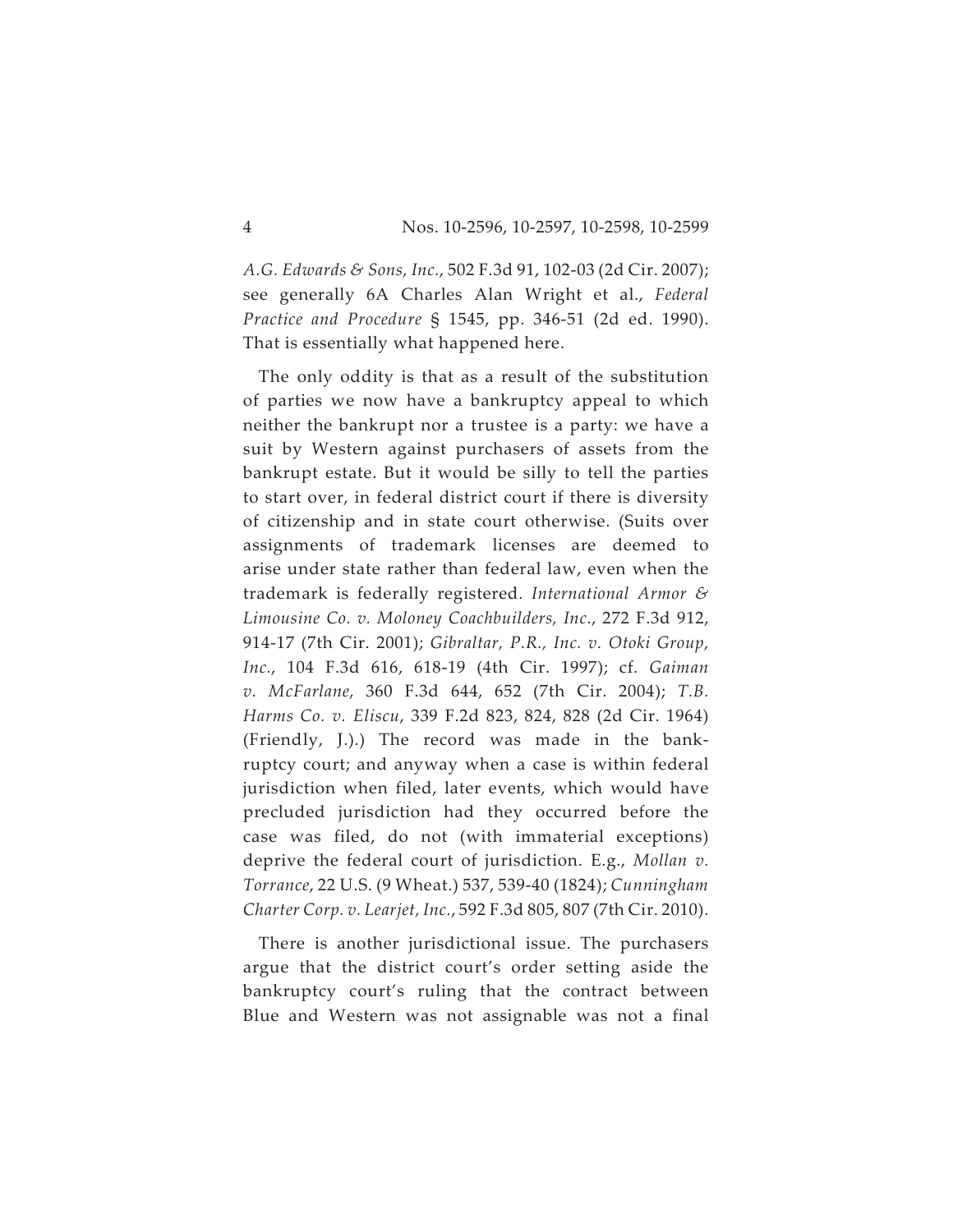*A.G. Edwards & Sons, Inc.*, 502 F.3d 91, 102-03 (2d Cir. 2007); see generally 6A Charles Alan Wright et al., *Federal Practice and Procedure* § 1545, pp. 346-51 (2d ed. 1990). That is essentially what happened here.

The only oddity is that as a result of the substitution of parties we now have a bankruptcy appeal to which neither the bankrupt nor a trustee is a party: we have a suit by Western against purchasers of assets from the bankrupt estate. But it would be silly to tell the parties to start over, in federal district court if there is diversity of citizenship and in state court otherwise. (Suits over assignments of trademark licenses are deemed to arise under state rather than federal law, even when the trademark is federally registered. *International Armor & Limousine Co. v. Moloney Coachbuilders, Inc.*, 272 F.3d 912, 914-17 (7th Cir. 2001); *Gibraltar, P.R., Inc. v. Otoki Group, Inc.*, 104 F.3d 616, 618-19 (4th Cir. 1997); cf. *Gaiman v. McFarlane*, 360 F.3d 644, 652 (7th Cir. 2004); *T.B. Harms Co. v. Eliscu*, 339 F.2d 823, 824, 828 (2d Cir. 1964) (Friendly, J.).) The record was made in the bankruptcy court; and anyway when a case is within federal jurisdiction when filed, later events, which would have precluded jurisdiction had they occurred before the case was filed, do not (with immaterial exceptions) deprive the federal court of jurisdiction. E.g., *Mollan v. Torrance*, 22 U.S. (9 Wheat.) 537, 539-40 (1824); *Cunningham Charter Corp. v. Learjet, Inc.*, 592 F.3d 805, 807 (7th Cir. 2010).

There is another jurisdictional issue. The purchasers argue that the district court's order setting aside the bankruptcy court's ruling that the contract between Blue and Western was not assignable was not a final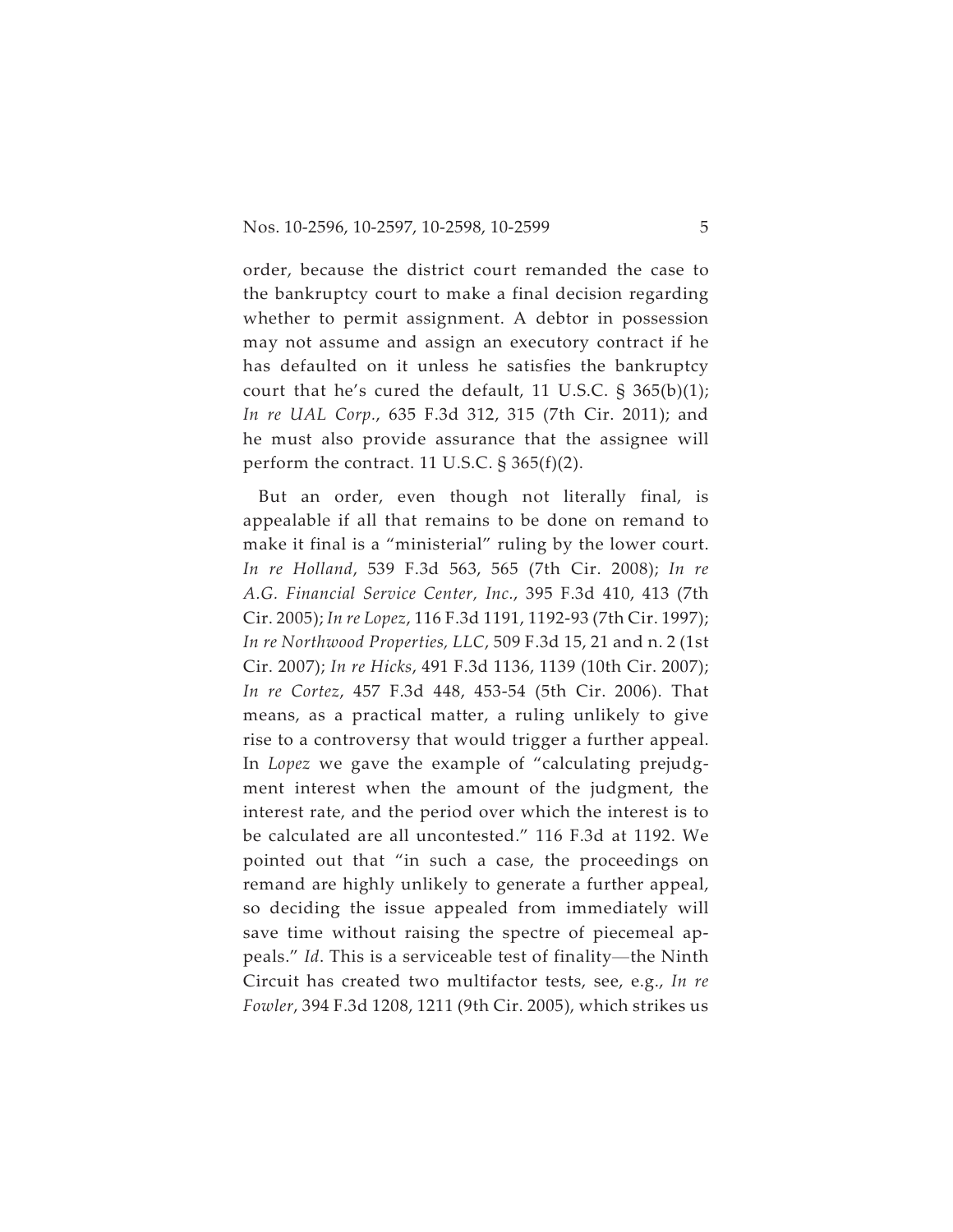order, because the district court remanded the case to the bankruptcy court to make a final decision regarding whether to permit assignment. A debtor in possession may not assume and assign an executory contract if he has defaulted on it unless he satisfies the bankruptcy court that he's cured the default, 11 U.S.C. § 365(b)(1); *In re UAL Corp.*, 635 F.3d 312, 315 (7th Cir. 2011); and he must also provide assurance that the assignee will perform the contract. 11 U.S.C. § 365(f)(2).

But an order, even though not literally final, is appealable if all that remains to be done on remand to make it final is a "ministerial" ruling by the lower court. *In re Holland*, 539 F.3d 563, 565 (7th Cir. 2008); *In re A.G. Financial Service Center, Inc.*, 395 F.3d 410, 413 (7th Cir. 2005); *In re Lopez*, 116 F.3d 1191, 1192-93 (7th Cir. 1997); *In re Northwood Properties, LLC*, 509 F.3d 15, 21 and n. 2 (1st Cir. 2007); *In re Hicks*, 491 F.3d 1136, 1139 (10th Cir. 2007); *In re Cortez*, 457 F.3d 448, 453-54 (5th Cir. 2006). That means, as a practical matter, a ruling unlikely to give rise to a controversy that would trigger a further appeal. In *Lopez* we gave the example of "calculating prejudgment interest when the amount of the judgment, the interest rate, and the period over which the interest is to be calculated are all uncontested." 116 F.3d at 1192. We pointed out that "in such a case, the proceedings on remand are highly unlikely to generate a further appeal, so deciding the issue appealed from immediately will save time without raising the spectre of piecemeal appeals." *Id*. This is a serviceable test of finality—the Ninth Circuit has created two multifactor tests, see, e.g., *In re Fowler*, 394 F.3d 1208, 1211 (9th Cir. 2005), which strikes us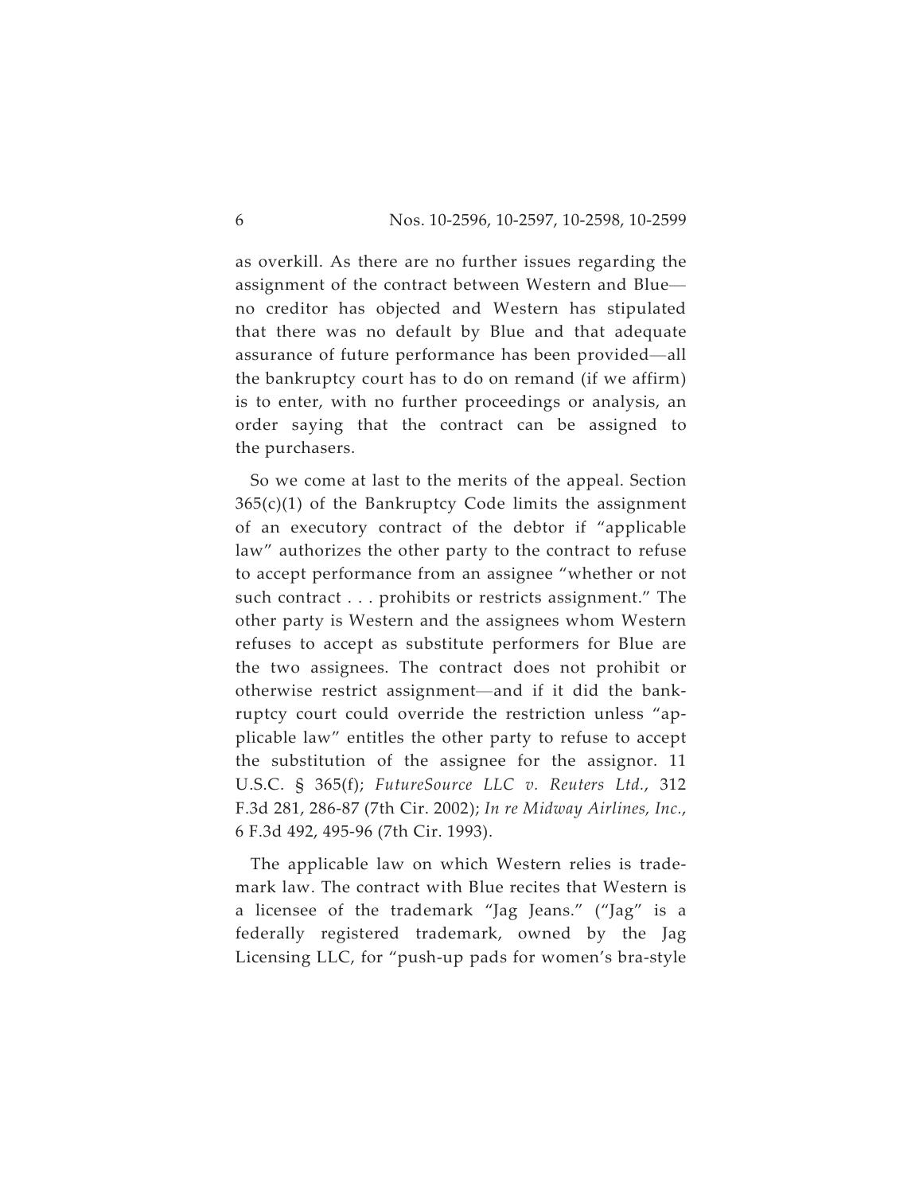as overkill. As there are no further issues regarding the assignment of the contract between Western and Blue—no creditor has objected and Western has stipulated that there was no default by Blue and that adequate assurance of future performance has been provided—all the bankruptcy court has to do on remand (if we affirm) is to enter, with no further proceedings or analysis, an order saying that the contract can be assigned to the purchasers.

So we come at last to the merits of the appeal. Section 365(c)(1) of the Bankruptcy Code limits the assignment of an executory contract of the debtor if "applicable law" authorizes the other party to the contract to refuse to accept performance from an assignee "whether or not such contract . . . prohibits or restricts assignment." The other party is Western and the assignees whom Western refuses to accept as substitute performers for Blue are the two assignees. The contract does not prohibit or otherwise restrict assignment—and if it did the bankruptcy court could override the restriction unless "applicable law" entitles the other party to refuse to accept the substitution of the assignee for the assignor. 11 U.S.C. § 365(f); *FutureSource LLC v. Reuters Ltd.*, 312 F.3d 281, 286-87 (7th Cir. 2002); *In re Midway Airlines, Inc.*, 6 F.3d 492, 495-96 (7th Cir. 1993).

The applicable law on which Western relies is trademark law. The contract with Blue recites that Western is a licensee of the trademark "Jag Jeans." ("Jag" is a federally registered trademark, owned by the Jag Licensing LLC, for "push-up pads for women's bra-style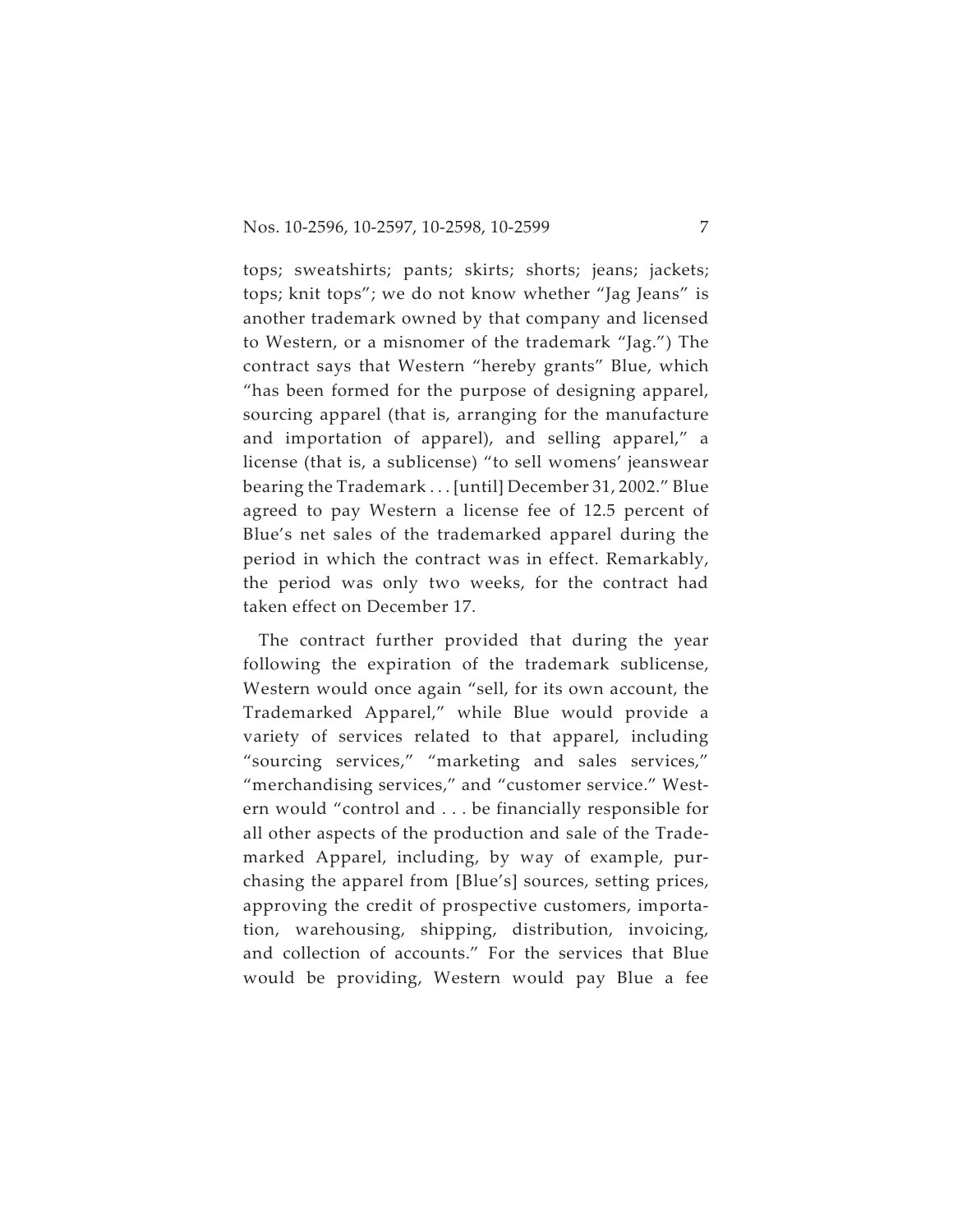tops; sweatshirts; pants; skirts; shorts; jeans; jackets; tops; knit tops"; we do not know whether "Jag Jeans" is another trademark owned by that company and licensed to Western, or a misnomer of the trademark "Jag.") The contract says that Western "hereby grants" Blue, which "has been formed for the purpose of designing apparel, sourcing apparel (that is, arranging for the manufacture and importation of apparel), and selling apparel," a license (that is, a sublicense) "to sell womens' jeanswear bearing the Trademark . . . [until] December 31, 2002." Blue agreed to pay Western a license fee of 12.5 percent of Blue's net sales of the trademarked apparel during the period in which the contract was in effect. Remarkably, the period was only two weeks, for the contract had taken effect on December 17.

The contract further provided that during the year following the expiration of the trademark sublicense, Western would once again "sell, for its own account, the Trademarked Apparel," while Blue would provide a variety of services related to that apparel, including "sourcing services," "marketing and sales services," "merchandising services," and "customer service." Western would "control and . . . be financially responsible for all other aspects of the production and sale of the Trademarked Apparel, including, by way of example, purchasing the apparel from [Blue's] sources, setting prices, approving the credit of prospective customers, importation, warehousing, shipping, distribution, invoicing, and collection of accounts." For the services that Blue would be providing, Western would pay Blue a fee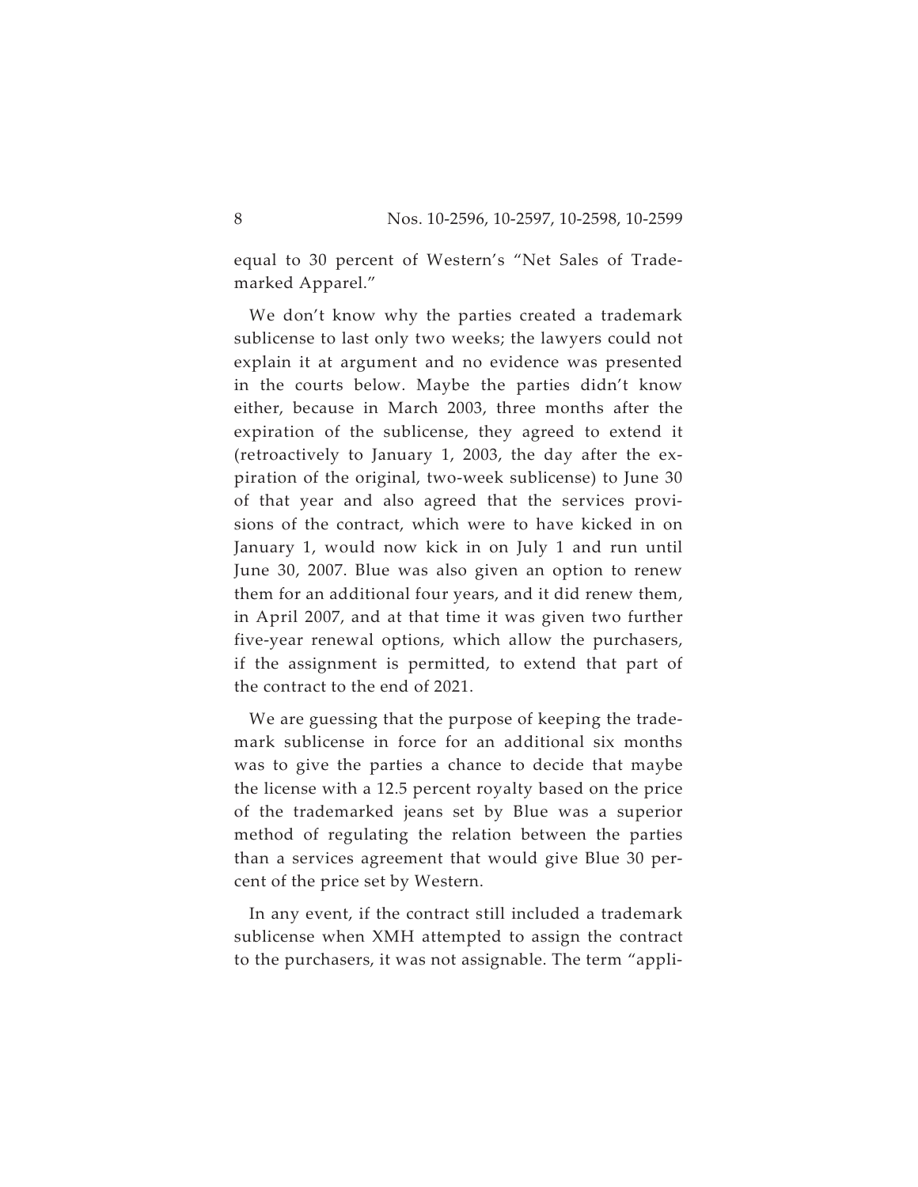equal to 30 percent of Western's "Net Sales of Trademarked Apparel."

We don't know why the parties created a trademark sublicense to last only two weeks; the lawyers could not explain it at argument and no evidence was presented in the courts below. Maybe the parties didn't know either, because in March 2003, three months after the expiration of the sublicense, they agreed to extend it (retroactively to January 1, 2003, the day after the expiration of the original, two-week sublicense) to June 30 of that year and also agreed that the services provisions of the contract, which were to have kicked in on January 1, would now kick in on July 1 and run until June 30, 2007. Blue was also given an option to renew them for an additional four years, and it did renew them, in April 2007, and at that time it was given two further five-year renewal options, which allow the purchasers, if the assignment is permitted, to extend that part of the contract to the end of 2021.

We are guessing that the purpose of keeping the trademark sublicense in force for an additional six months was to give the parties a chance to decide that maybe the license with a 12.5 percent royalty based on the price of the trademarked jeans set by Blue was a superior method of regulating the relation between the parties than a services agreement that would give Blue 30 percent of the price set by Western.

In any event, if the contract still included a trademark sublicense when XMH attempted to assign the contract to the purchasers, it was not assignable. The term "appli-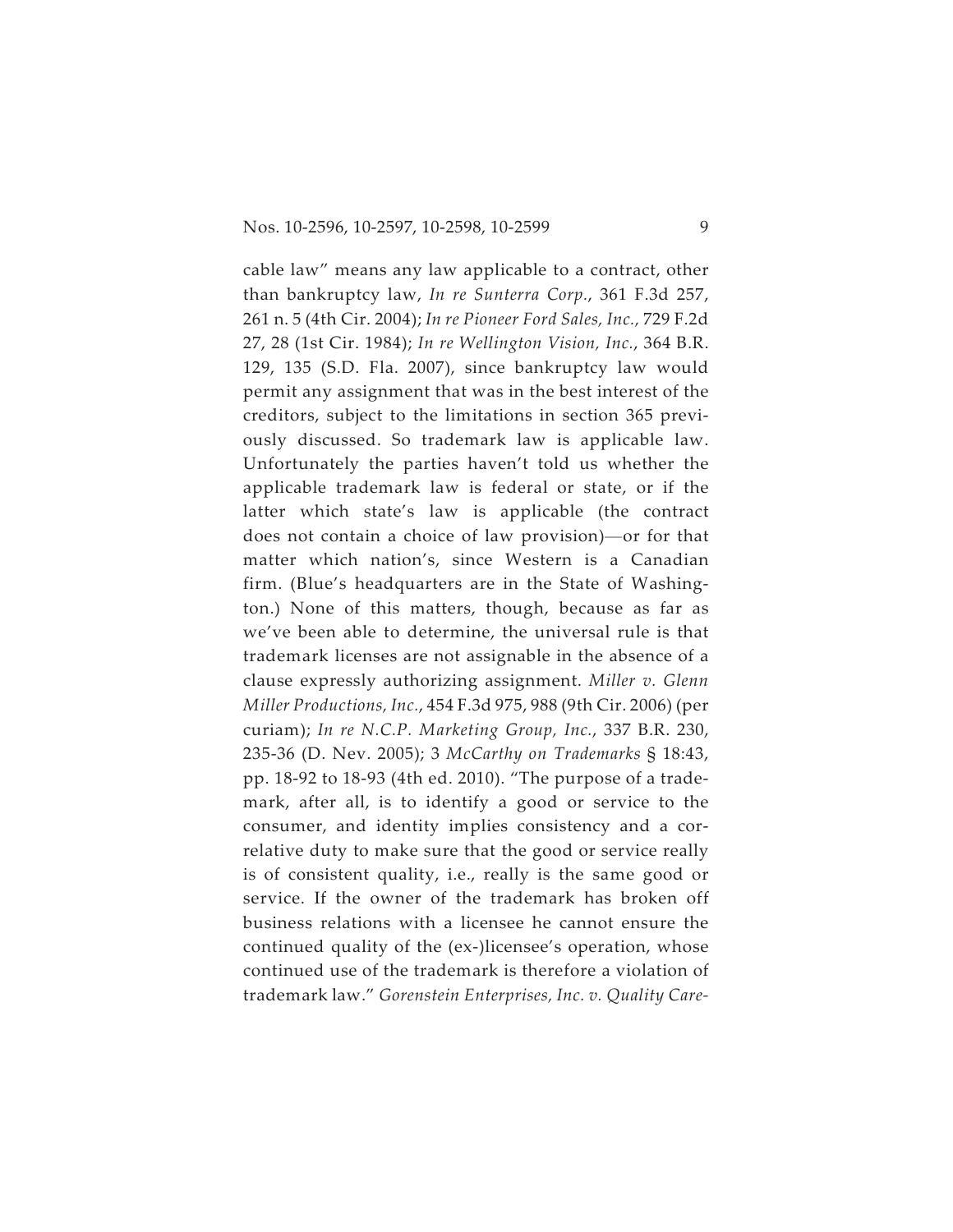cable law" means any law applicable to a contract, other than bankruptcy law, *In re Sunterra Corp.*, 361 F.3d 257, 261 n. 5 (4th Cir. 2004); *In re Pioneer Ford Sales, Inc.,* 729 F.2d 27, 28 (1st Cir. 1984); *In re Wellington Vision, Inc.*, 364 B.R. 129, 135 (S.D. Fla. 2007), since bankruptcy law would permit any assignment that was in the best interest of the creditors, subject to the limitations in section 365 previously discussed. So trademark law is applicable law. Unfortunately the parties haven't told us whether the applicable trademark law is federal or state, or if the latter which state's law is applicable (the contract does not contain a choice of law provision)—or for that matter which nation's, since Western is a Canadian firm. (Blue's headquarters are in the State of Washington.) None of this matters, though, because as far as we've been able to determine, the universal rule is that trademark licenses are not assignable in the absence of a clause expressly authorizing assignment. *Miller v. Glenn Miller Productions, Inc.*, 454 F.3d 975, 988 (9th Cir. 2006) (per curiam); *In re N.C.P. Marketing Group, Inc.*, 337 B.R. 230, 235-36 (D. Nev. 2005); 3 *McCarthy on Trademarks* § 18:43, pp. 18-92 to 18-93 (4th ed. 2010). "The purpose of a trademark, after all, is to identify a good or service to the consumer, and identity implies consistency and a correlative duty to make sure that the good or service really is of consistent quality, i.e., really is the same good or service. If the owner of the trademark has broken off business relations with a licensee he cannot ensure the continued quality of the (ex-)licensee's operation, whose continued use of the trademark is therefore a violation of trademark law." *Gorenstein Enterprises, Inc. v. Quality Care-*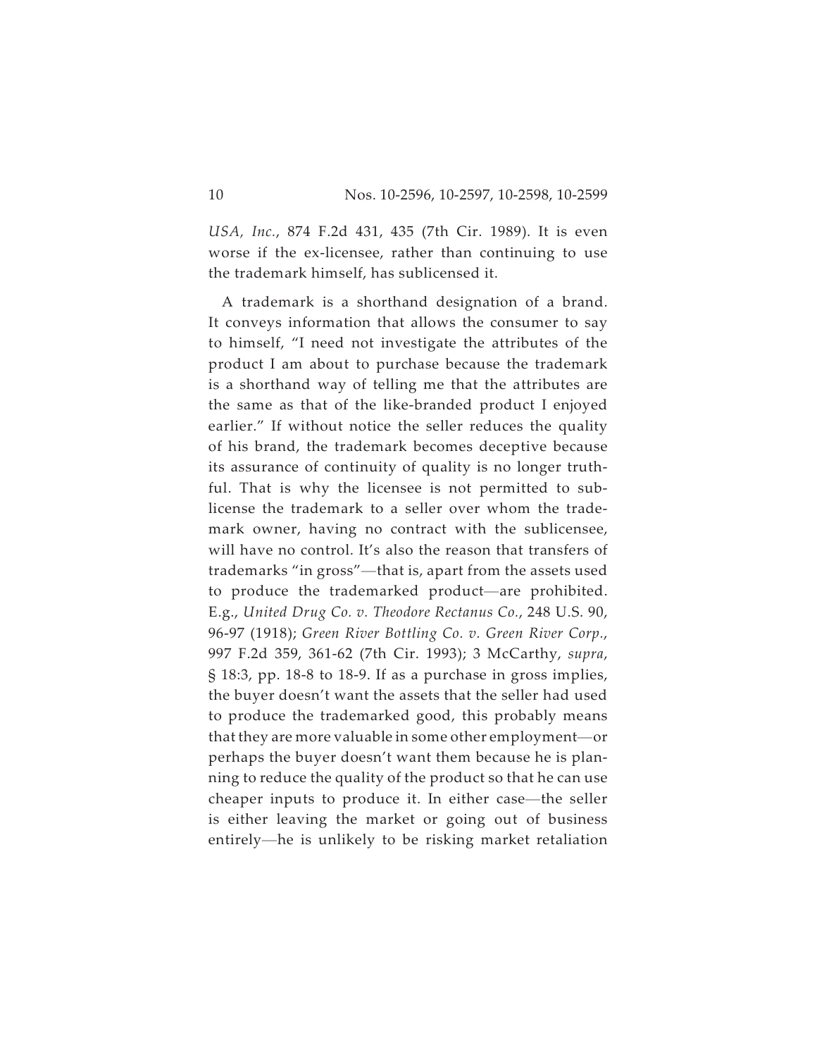*USA, Inc.*, 874 F.2d 431, 435 (7th Cir. 1989). It is even worse if the ex-licensee, rather than continuing to use the trademark himself, has sublicensed it.

A trademark is a shorthand designation of a brand. It conveys information that allows the consumer to say to himself, "I need not investigate the attributes of the product I am about to purchase because the trademark is a shorthand way of telling me that the attributes are the same as that of the like-branded product I enjoyed earlier." If without notice the seller reduces the quality of his brand, the trademark becomes deceptive because its assurance of continuity of quality is no longer truthful. That is why the licensee is not permitted to sublicense the trademark to a seller over whom the trademark owner, having no contract with the sublicensee, will have no control. It's also the reason that transfers of trademarks "in gross"—that is, apart from the assets used to produce the trademarked product—are prohibited. E.g., *United Drug Co. v. Theodore Rectanus Co.*, 248 U.S. 90, 96-97 (1918); *Green River Bottling Co. v. Green River Corp.*, 997 F.2d 359, 361-62 (7th Cir. 1993); 3 McCarthy, *supra*, § 18:3, pp. 18-8 to 18-9. If as a purchase in gross implies, the buyer doesn't want the assets that the seller had used to produce the trademarked good, this probably means that they are more valuable in some other employment—or perhaps the buyer doesn't want them because he is planning to reduce the quality of the product so that he can use cheaper inputs to produce it. In either case—the seller is either leaving the market or going out of business entirely—he is unlikely to be risking market retaliation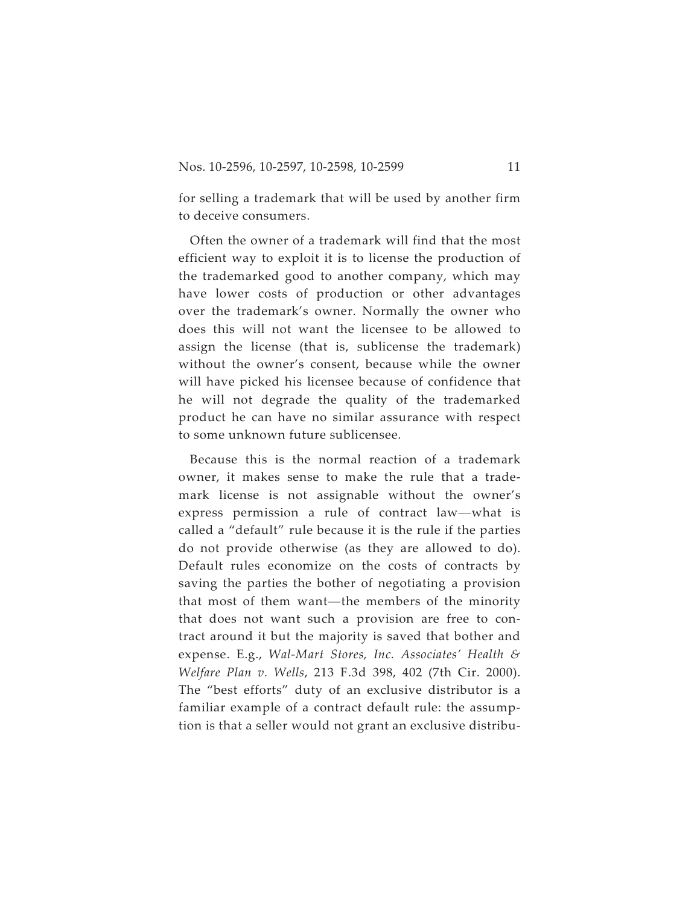for selling a trademark that will be used by another firm to deceive consumers.

Often the owner of a trademark will find that the most efficient way to exploit it is to license the production of the trademarked good to another company, which may have lower costs of production or other advantages over the trademark's owner. Normally the owner who does this will not want the licensee to be allowed to assign the license (that is, sublicense the trademark) without the owner's consent, because while the owner will have picked his licensee because of confidence that he will not degrade the quality of the trademarked product he can have no similar assurance with respect to some unknown future sublicensee.

Because this is the normal reaction of a trademark owner, it makes sense to make the rule that a trademark license is not assignable without the owner's express permission a rule of contract law—what is called a "default" rule because it is the rule if the parties do not provide otherwise (as they are allowed to do). Default rules economize on the costs of contracts by saving the parties the bother of negotiating a provision that most of them want—the members of the minority that does not want such a provision are free to contract around it but the majority is saved that bother and expense. E.g., *Wal-Mart Stores, Inc. Associates' Health & Welfare Plan v. Wells*, 213 F.3d 398, 402 (7th Cir. 2000). The "best efforts" duty of an exclusive distributor is a familiar example of a contract default rule: the assumption is that a seller would not grant an exclusive distribu-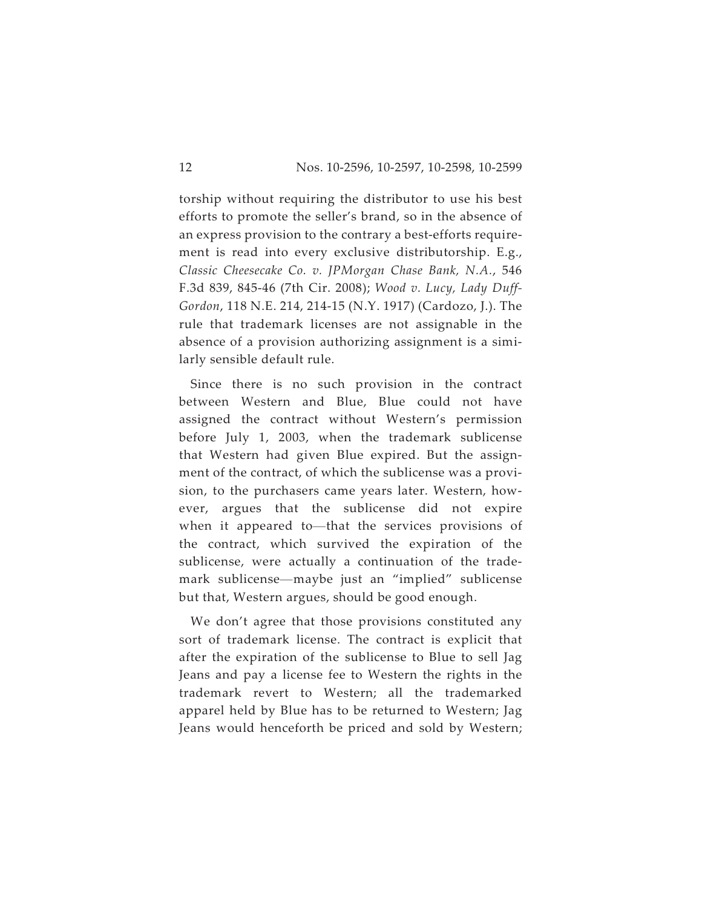torship without requiring the distributor to use his best efforts to promote the seller's brand, so in the absence of an express provision to the contrary a best-efforts requirement is read into every exclusive distributorship. E.g., *Classic Cheesecake Co. v. JPMorgan Chase Bank, N.A.*, 546 F.3d 839, 845-46 (7th Cir. 2008); *Wood v. Lucy, Lady Duff-Gordon*, 118 N.E. 214, 214-15 (N.Y. 1917) (Cardozo, J.). The rule that trademark licenses are not assignable in the absence of a provision authorizing assignment is a similarly sensible default rule.

Since there is no such provision in the contract between Western and Blue, Blue could not have assigned the contract without Western's permission before July 1, 2003, when the trademark sublicense that Western had given Blue expired. But the assignment of the contract, of which the sublicense was a provision, to the purchasers came years later. Western, however, argues that the sublicense did not expire when it appeared to—that the services provisions of the contract, which survived the expiration of the sublicense, were actually a continuation of the trademark sublicense—maybe just an "implied" sublicense but that, Western argues, should be good enough.

We don't agree that those provisions constituted any sort of trademark license. The contract is explicit that after the expiration of the sublicense to Blue to sell Jag Jeans and pay a license fee to Western the rights in the trademark revert to Western; all the trademarked apparel held by Blue has to be returned to Western; Jag Jeans would henceforth be priced and sold by Western;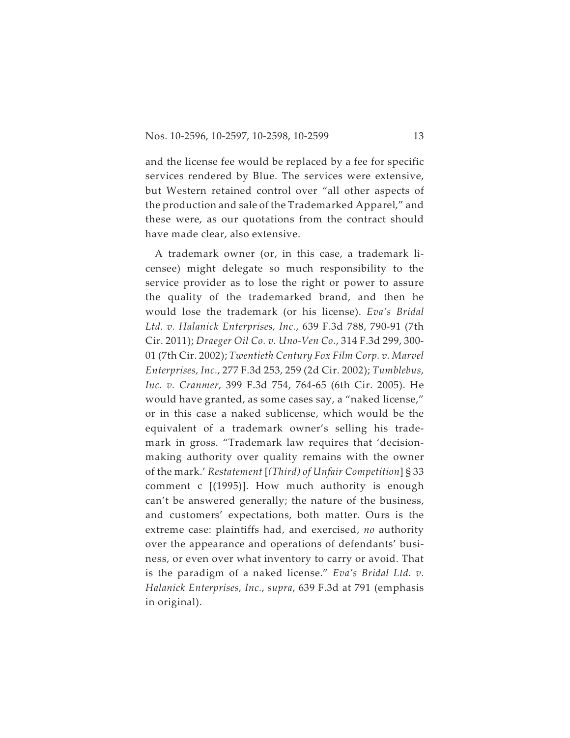and the license fee would be replaced by a fee for specific services rendered by Blue. The services were extensive, but Western retained control over "all other aspects of the production and sale of the Trademarked Apparel," and these were, as our quotations from the contract should have made clear, also extensive.

A trademark owner (or, in this case, a trademark licensee) might delegate so much responsibility to the service provider as to lose the right or power to assure the quality of the trademarked brand, and then he would lose the trademark (or his license). *Eva's Bridal Ltd. v. Halanick Enterprises, Inc.*, 639 F.3d 788, 790-91 (7th Cir. 2011); *Draeger Oil Co. v. Uno-Ven Co.*, 314 F.3d 299, 300-01 (7th Cir. 2002); *Twentieth Century Fox Film Corp. v. Marvel Enterprises, Inc.*, 277 F.3d 253, 259 (2d Cir. 2002); *Tumblebus, Inc. v. Cranmer*, 399 F.3d 754, 764-65 (6th Cir. 2005). He would have granted, as some cases say, a "naked license," or in this case a naked sublicense, which would be the equivalent of a trademark owner's selling his trademark in gross. "Trademark law requires that 'decision-making authority over quality remains with the owner of the mark.' *Restatement* [*(Third) of Unfair Competition*] § 33 comment c [(1995)]. How much authority is enough can't be answered generally; the nature of the business, and customers' expectations, both matter. Ours is the extreme case: plaintiffs had, and exercised, *no* authority over the appearance and operations of defendants' business, or even over what inventory to carry or avoid. That is the paradigm of a naked license." *Eva's Bridal Ltd. v. Halanick Enterprises, Inc.*, *supra*, 639 F.3d at 791 (emphasis in original).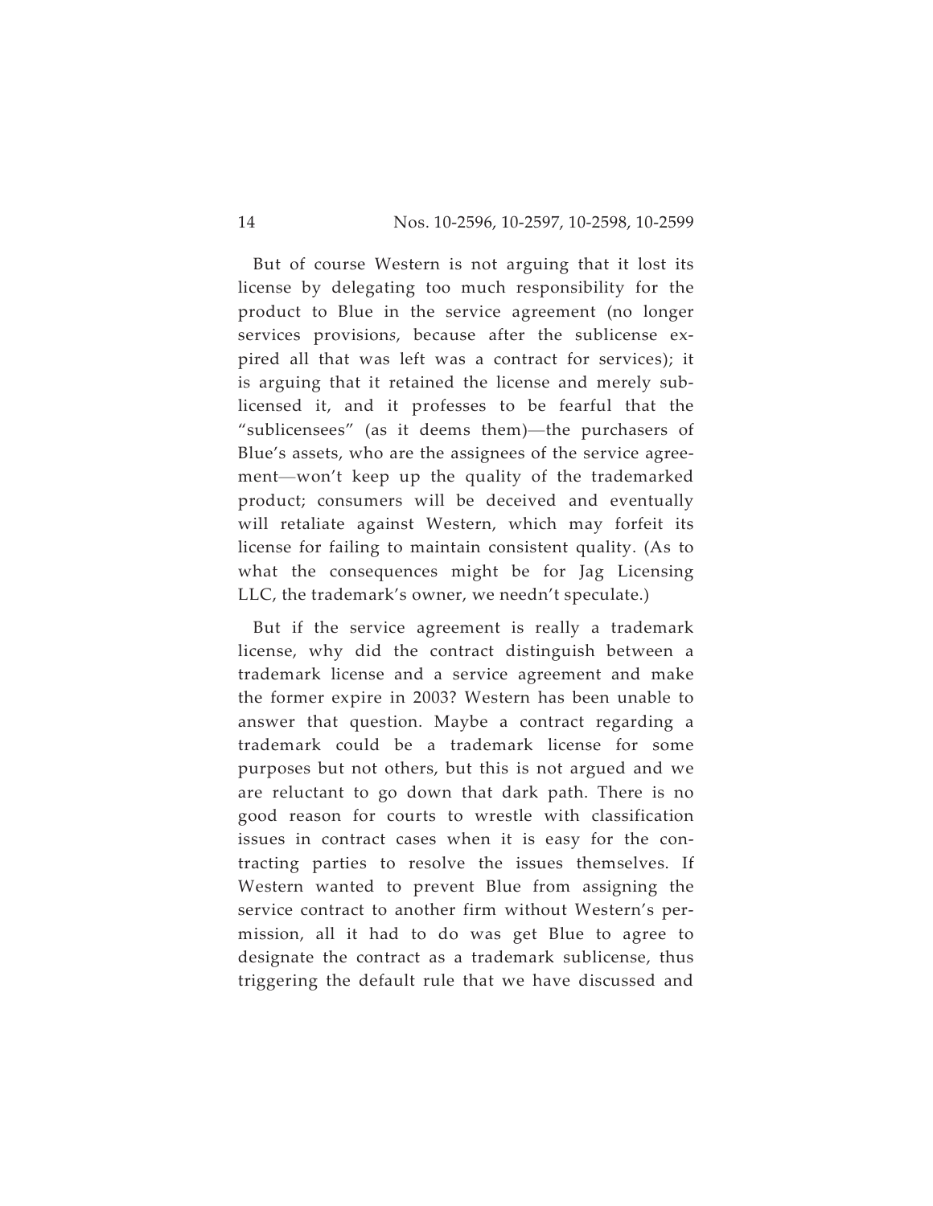But of course Western is not arguing that it lost its license by delegating too much responsibility for the product to Blue in the service agreement (no longer services provisions, because after the sublicense expired all that was left was a contract for services); it is arguing that it retained the license and merely sublicensed it, and it professes to be fearful that the "sublicensees" (as it deems them)—the purchasers of Blue's assets, who are the assignees of the service agreement—won't keep up the quality of the trademarked product; consumers will be deceived and eventually will retaliate against Western, which may forfeit its license for failing to maintain consistent quality. (As to what the consequences might be for Jag Licensing LLC, the trademark's owner, we needn't speculate.)

But if the service agreement is really a trademark license, why did the contract distinguish between a trademark license and a service agreement and make the former expire in 2003? Western has been unable to answer that question. Maybe a contract regarding a trademark could be a trademark license for some purposes but not others, but this is not argued and we are reluctant to go down that dark path. There is no good reason for courts to wrestle with classification issues in contract cases when it is easy for the contracting parties to resolve the issues themselves. If Western wanted to prevent Blue from assigning the service contract to another firm without Western's permission, all it had to do was get Blue to agree to designate the contract as a trademark sublicense, thus triggering the default rule that we have discussed and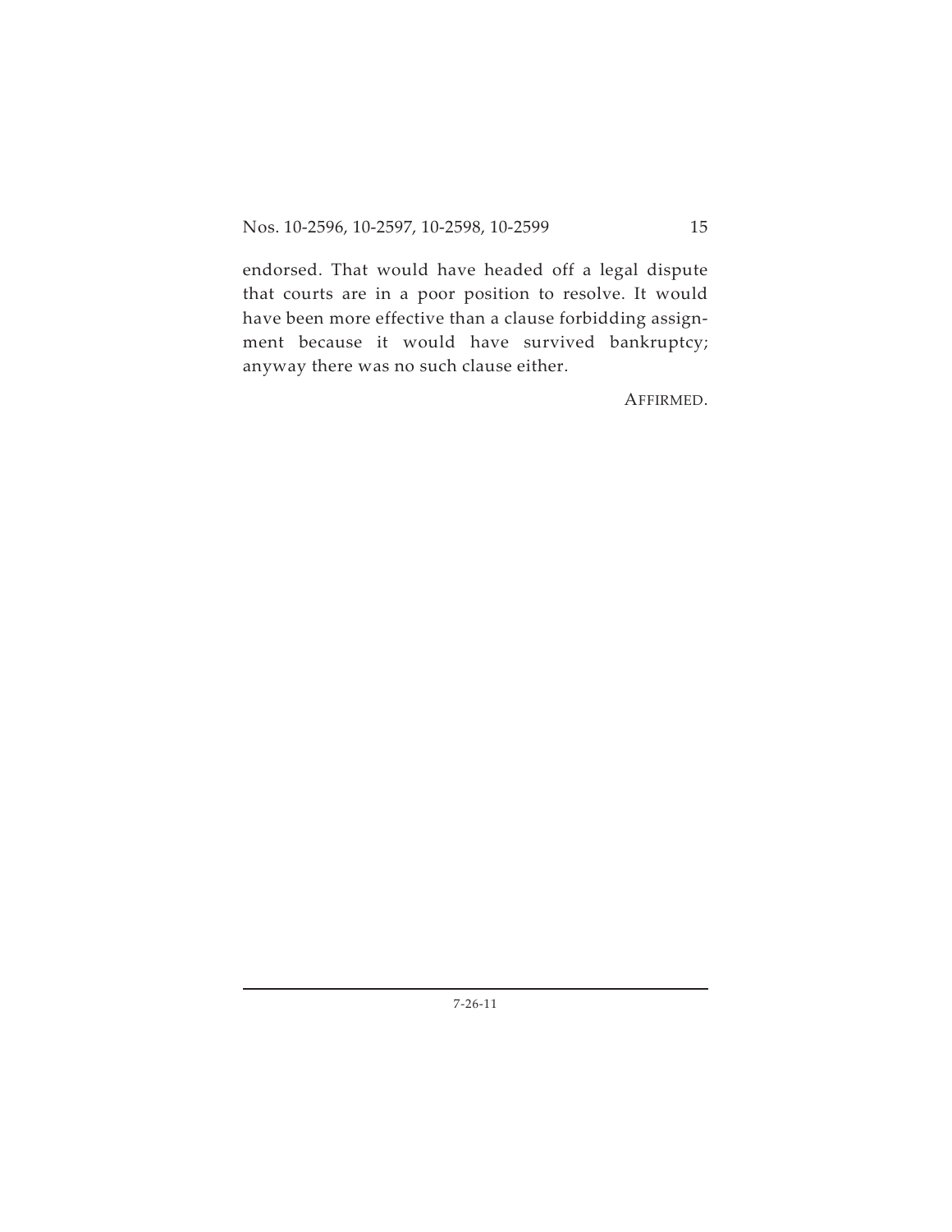endorsed. That would have headed off a legal dispute that courts are in a poor position to resolve. It would have been more effective than a clause forbidding assignment because it would have survived bankruptcy; anyway there was no such clause either.

AFFIRMED.

7-26-11